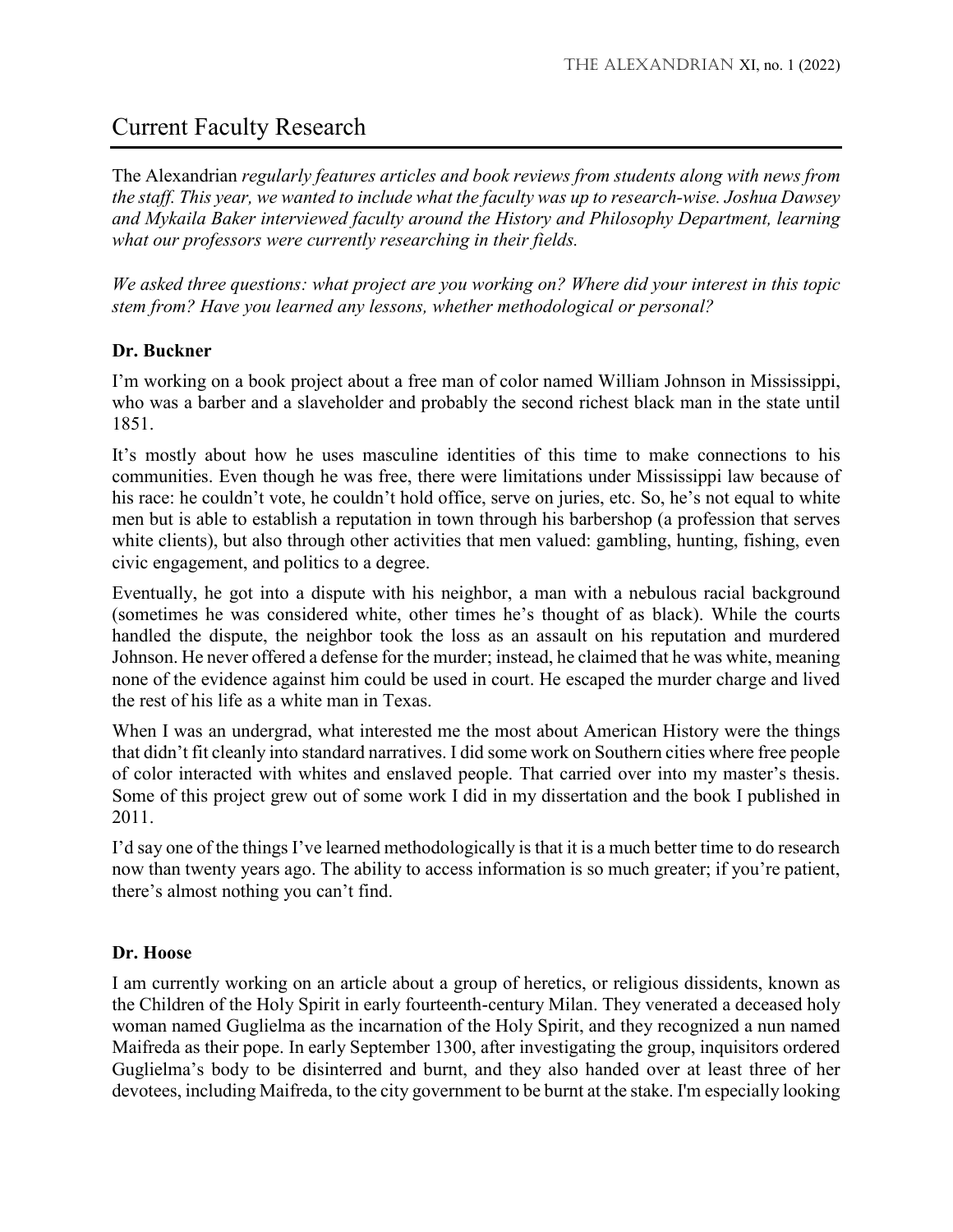# Current Faculty Research

*The Alexandrian regularly features articles and book reviews from students along with news from the staff. This year, we wanted to include what the faculty was up to research-wise. Joshua Dawsey and Mykaila Baker interviewed faculty around the History and Philosophy Department, learning what our professors were currently researching in their fields.*

*We asked three questions: what project are you working on? Where did your interest in this topic stem from? Have you learned any lessons, whether methodological or personal?*

### Dr. Buckner

I'm working on a book project about a free man of color named William Johnson in Mississippi, who was a barber and a slaveholder and probably the second richest black man in the state until 1851.

It's mostly about how he uses masculine identities of this time to make connections to his communities. Even though he was free, there were limitations under Mississippi law because of his race: he couldn't vote, he couldn't hold office, serve on juries, etc. So, he's not equal to white men but is able to establish a reputation in town through his barbershop (a profession that serves white clients), but also through other activities that men valued: gambling, hunting, fishing, even civic engagement, and politics to a degree.

Eventually, he got into a dispute with his neighbor, a man with a nebulous racial background (sometimes he was considered white, other times he's thought of as black). While the courts handled the dispute, the neighbor took the loss as an assault on his reputation and murdered Johnson. He never offered a defense for the murder; instead, he claimed that he was white, meaning none of the evidence against him could be used in court. He escaped the murder charge and lived the rest of his life as a white man in Texas.

When I was an undergrad, what interested me the most about American History were the things that didn't fit cleanly into standard narratives. I did some work on Southern cities where free people of color interacted with whites and enslaved people. That carried over into my master's thesis. Some of this project grew out of some work I did in my dissertation and the book I published in 2011.

I'd say one of the things I've learned methodologically is that it is a much better time to do research now than twenty years ago. The ability to access information is so much greater; if you're patient, there's almost nothing you can't find.

### Dr. Hoose

I am currently working on an article about a group of heretics, or religious dissidents, known as the Children of the Holy Spirit in early fourteenth-century Milan. They venerated a deceased holy woman named Guglielma as the incarnation of the Holy Spirit, and they recognized a nun named Maifreda as their pope. In early September 1300, after investigating the group, inquisitors ordered Guglielma's body to be disinterred and burnt, and they also handed over at least three of her devotees, including Maifreda, to the city government to be burnt at the stake. I'm especially looking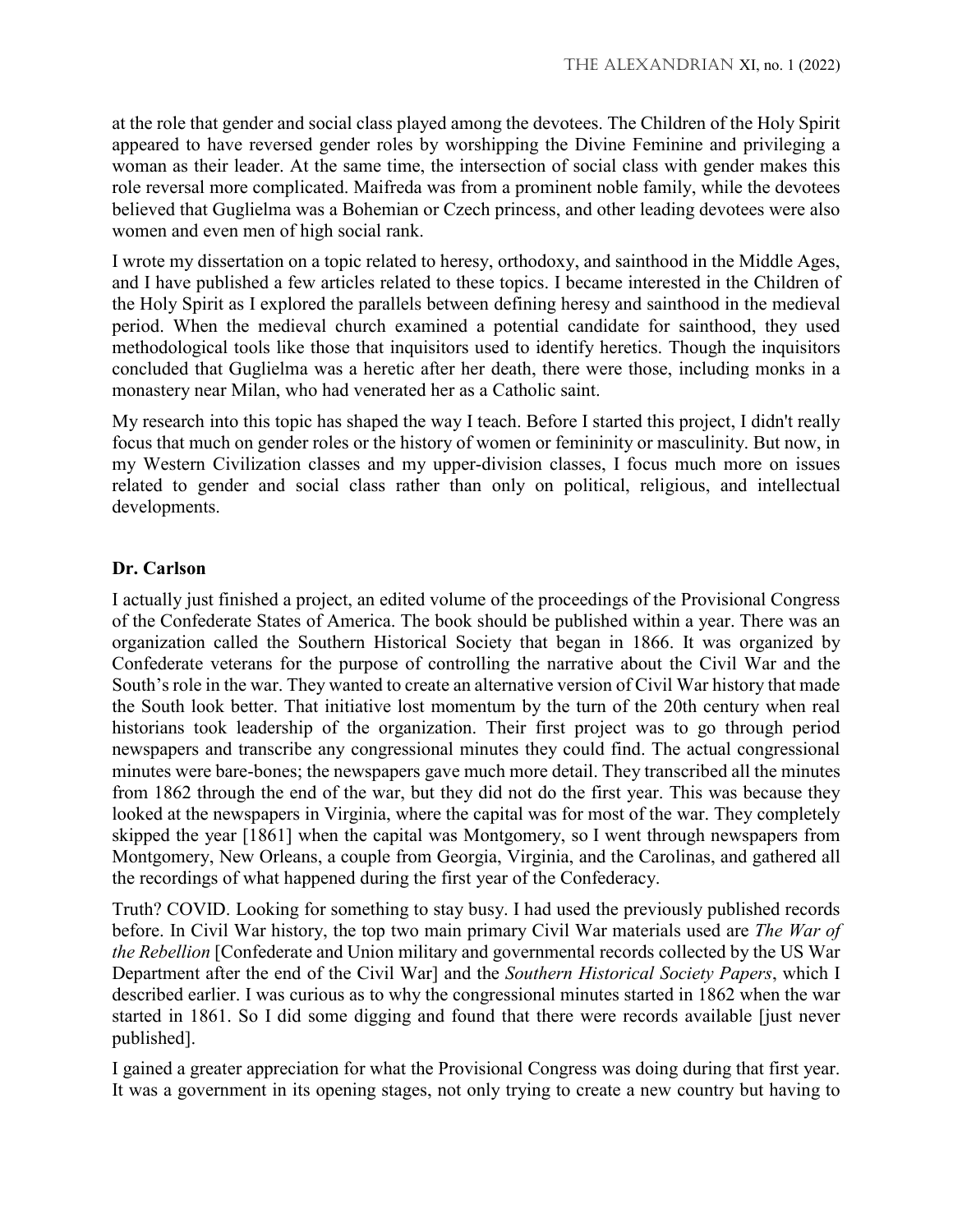at the role that gender and social class played among the devotees. The Children of the Holy Spirit appeared to have reversed gender roles by worshipping the Divine Feminine and privileging a woman as their leader. At the same time, the intersection of social class with gender makes this role reversal more complicated. Maifreda was from a prominent noble family, while the devotees believed that Guglielma was a Bohemian or Czech princess, and other leading devotees were also women and even men of high social rank.

I wrote my dissertation on a topic related to heresy, orthodoxy, and sainthood in the Middle Ages, and I have published a few articles related to these topics. I became interested in the Children of the Holy Spirit as I explored the parallels between defining heresy and sainthood in the medieval period. When the medieval church examined a potential candidate for sainthood, they used methodological tools like those that inquisitors used to identify heretics. Though the inquisitors concluded that Guglielma was a heretic after her death, there were those, including monks in a monastery near Milan, who had venerated her as a Catholic saint.

My research into this topic has shaped the way I teach. Before I started this project, I didn't really focus that much on gender roles or the history of women or femininity or masculinity. But now, in my Western Civilization classes and my upper-division classes, I focus much more on issues related to gender and social class rather than only on political, religious, and intellectual developments.

**Dr. Carlson**

I actually just finished a project, an edited volume of the proceedings of the Provisional Congress of the Confederate States of America. The book should be published within a year. There was an organization called the Southern Historical Society that began in 1866. It was organized by Confederate veterans for the purpose of controlling the narrative about the Civil War and the South's role in the war. They wanted to create an alternative version of Civil War history that made the South look better. That initiative lost momentum by the turn of the 20th century when real historians took leadership of the organization. Their first project was to go through period newspapers and transcribe any congressional minutes they could find. The actual congressional minutes were bare-bones; the newspapers gave much more detail. They transcribed all the minutes from 1862 through the end of the war, but they did not do the first year. This was because they looked at the newspapers in Virginia, where the capital was for most of the war. They completely skipped the year [1861] when the capital was Montgomery, so I went through newspapers from Montgomery, New Orleans, a couple from Georgia, Virginia, and the Carolinas, and gathered all the recordings of what happened during the first year of the Confederacy.

Truth? COVID. Looking for something to stay busy. I had used the previously published records before. In Civil War history, the top two main primary Civil War materials used are *The War of the Rebellion* [Confederate and Union military and governmental records collected by the US War Department after the end of the Civil War] and the *Southern Historical Society Papers*, which I described earlier. I was curious as to why the congressional minutes started in 1862 when the war started in 1861. So I did some digging and found that there were records available [just never published].

I gained a greater appreciation for what the Provisional Congress was doing during that first year. It was a government in its opening stages, not only trying to create a new country but having to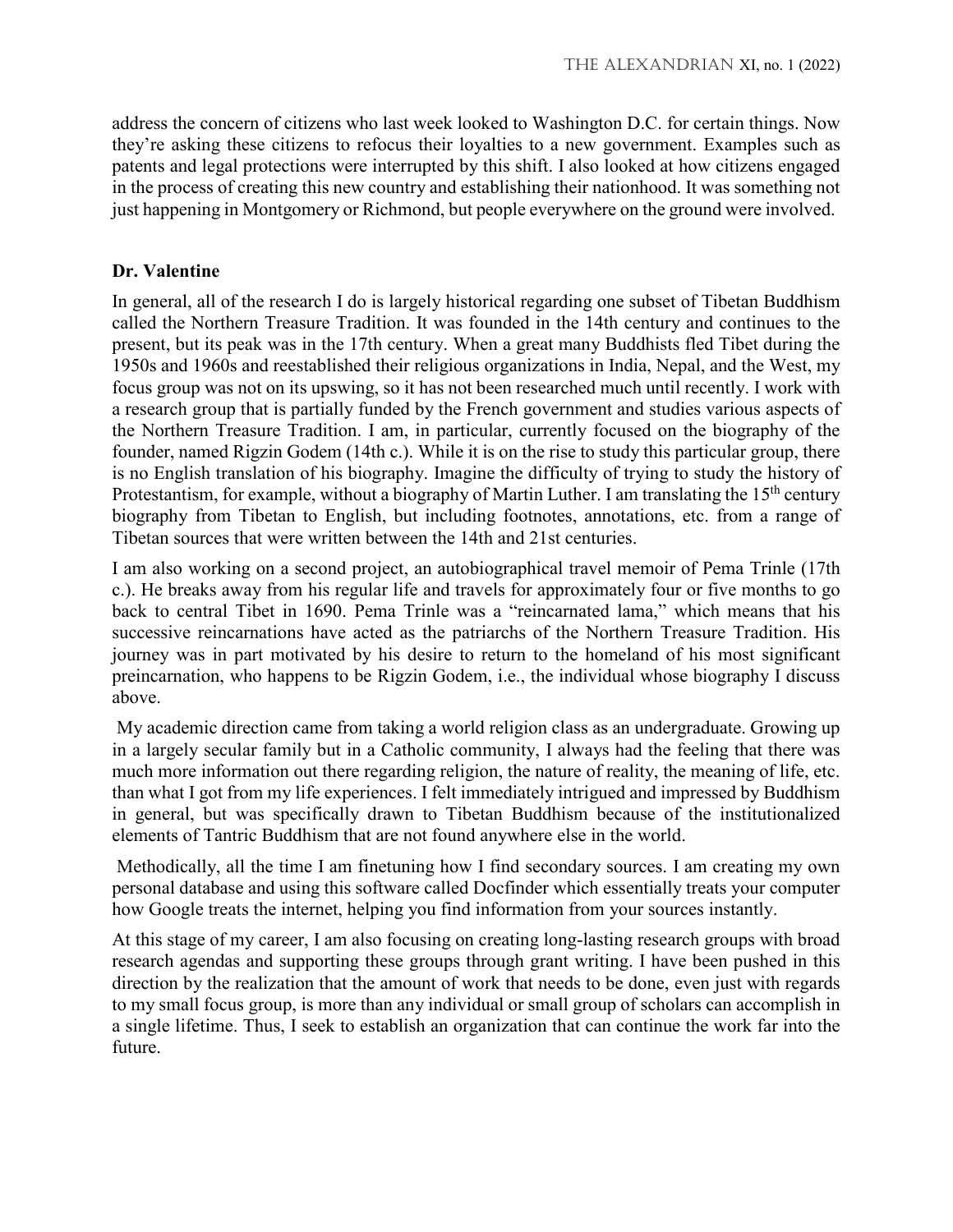address the concern of citizens who last week looked to Washington D.C. for certain things. Now they're asking these citizens to refocus their loyalties to a new government. Examples such as patents and legal protections were interrupted by this shift. I also looked at how citizens engaged in the process of creating this new country and establishing their nationhood. It was something not just happening in Montgomery or Richmond, but people everywhere on the ground were involved.

**Dr. Valentine**

In general, all of the research I do is largely historical regarding one subset of Tibetan Buddhism called the Northern Treasure Tradition. It was founded in the 14th century and continues to the present, but its peak was in the 17th century. When a great many Buddhists fled Tibet during the 1950s and 1960s and reestablished their religious organizations in India, Nepal, and the West, my focus group was not on its upswing, so it has not been researched much until recently. I work with a research group that is partially funded by the French government and studies various aspects of the Northern Treasure Tradition. I am, in particular, currently focused on the biography of the founder, named Rigzin Godem (14th c.). While it is on the rise to study this particular group, there is no English translation of his biography. Imagine the difficulty of trying to study the history of Protestantism, for example, without a biography of Martin Luther. I am translating the 15th century biography from Tibetan to English, but including footnotes, annotations, etc. from a range of Tibetan sources that were written between the 14th and 21st centuries.

I am also working on a second project, an autobiographical travel memoir of Pema Trinle (17th c.). He breaks away from his regular life and travels for approximately four or five months to go back to central Tibet in 1690. Pema Trinle was a "reincarnated lama," which means that his successive reincarnations have acted as the patriarchs of the Northern Treasure Tradition. His journey was in part motivated by his desire to return to the homeland of his most significant preincarnation, who happens to be Rigzin Godem, i.e., the individual whose biography I discuss above.

My academic direction came from taking a world religion class as an undergraduate. Growing up in a largely secular family but in a Catholic community, I always had the feeling that there was much more information out there regarding religion, the nature of reality, the meaning of life, etc. than what I got from my life experiences. I felt immediately intrigued and impressed by Buddhism in general, but was specifically drawn to Tibetan Buddhism because of the institutionalized elements of Tantric Buddhism that are not found anywhere else in the world.

Methodically, all the time I am finetuning how I find secondary sources. I am creating my own personal database and using this software called Docfinder which essentially treats your computer how Google treats the internet, helping you find information from your sources instantly.

At this stage of my career, I am also focusing on creating long-lasting research groups with broad research agendas and supporting these groups through grant writing. I have been pushed in this direction by the realization that the amount of work that needs to be done, even just with regards to my small focus group, is more than any individual or small group of scholars can accomplish in a single lifetime. Thus, I seek to establish an organization that can continue the work far into the future.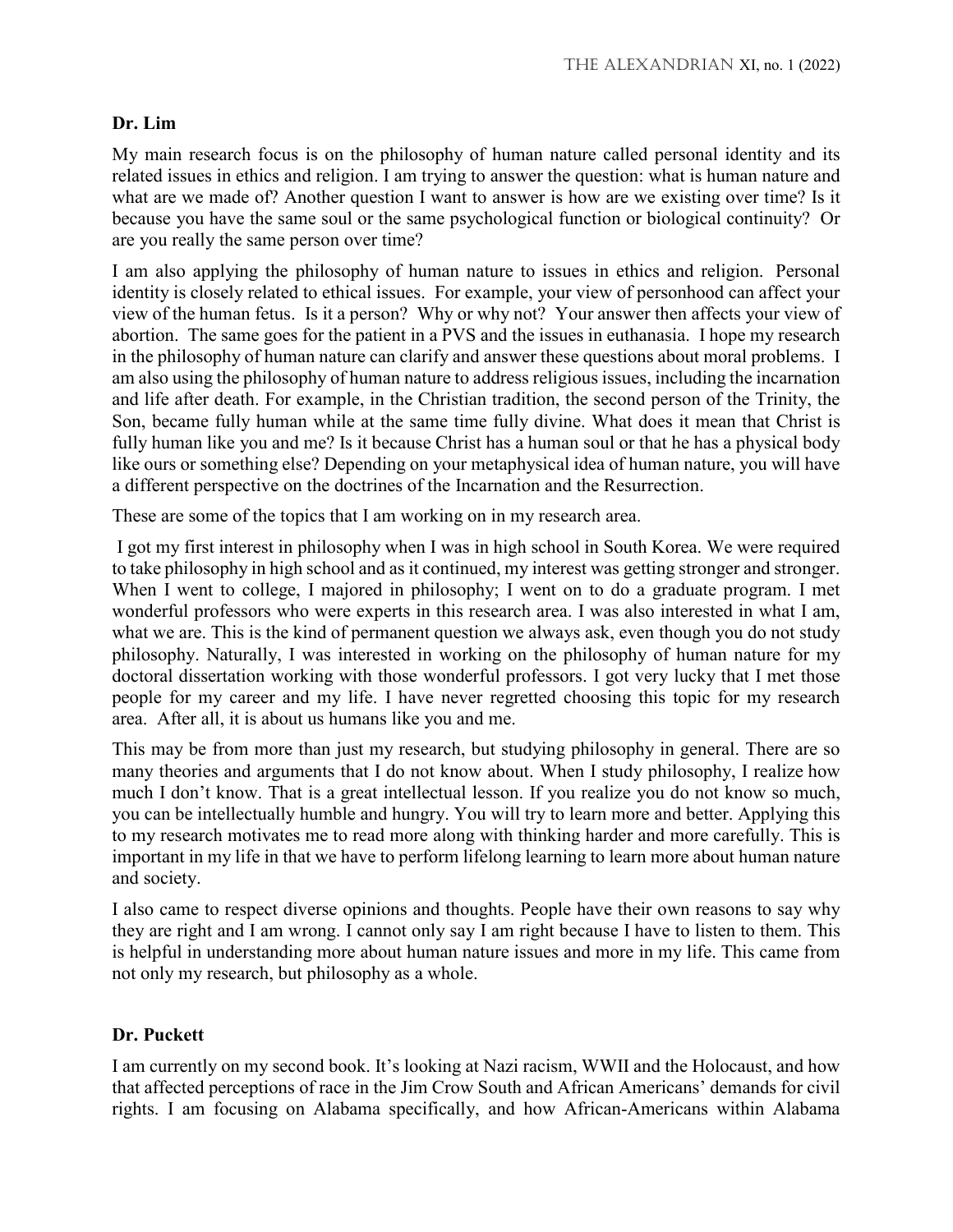**Dr. Lim**

My main research focus is on the philosophy of human nature called personal identity and its related issues in ethics and religion. I am trying to answer the question: what is human nature and what are we made of? Another question I want to answer is how are we existing over time? Is it because you have the same soul or the same psychological function or biological continuity? Or are you really the same person over time?

I am also applying the philosophy of human nature to issues in ethics and religion. Personal identity is closely related to ethical issues. For example, your view of personhood can affect your view of the human fetus. Is it a person? Why or why not? Your answer then affects your view of abortion. The same goes for the patient in a PVS and the issues in euthanasia. I hope my research in the philosophy of human nature can clarify and answer these questions about moral problems. I am also using the philosophy of human nature to address religious issues, including the incarnation and life after death. For example, in the Christian tradition, the second person of the Trinity, the Son, became fully human while at the same time fully divine. What does it mean that Christ is fully human like you and me? Is it because Christ has a human soul or that he has a physical body like ours or something else? Depending on your metaphysical idea of human nature, you will have a different perspective on the doctrines of the Incarnation and the Resurrection.

These are some of the topics that I am working on in my research area.

I got my first interest in philosophy when I was in high school in South Korea. We were required to take philosophy in high school and as it continued, my interest was getting stronger and stronger. When I went to college, I majored in philosophy; I went on to do a graduate program. I met wonderful professors who were experts in this research area. I was also interested in what I am, what we are. This is the kind of permanent question we always ask, even though you do not study philosophy. Naturally, I was interested in working on the philosophy of human nature for my doctoral dissertation working with those wonderful professors. I got very lucky that I met those people for my career and my life. I have never regretted choosing this topic for my research area. After all, it is about us humans like you and me.

This may be from more than just my research, but studying philosophy in general. There are so many theories and arguments that I do not know about. When I study philosophy, I realize how much I don't know. That is a great intellectual lesson. If you realize you do not know so much, you can be intellectually humble and hungry. You will try to learn more and better. Applying this to my research motivates me to read more along with thinking harder and more carefully. This is important in my life in that we have to perform lifelong learning to learn more about human nature and society.

I also came to respect diverse opinions and thoughts. People have their own reasons to say why they are right and I am wrong. I cannot only say I am right because I have to listen to them. This is helpful in understanding more about human nature issues and more in my life. This came from not only my research, but philosophy as a whole.

**Dr. Puckett**

I am currently on my second book. It's looking at Nazi racism, WWII and the Holocaust, and how that affected perceptions of race in the Jim Crow South and African Americans' demands for civil rights. I am focusing on Alabama specifically, and how African-Americans within Alabama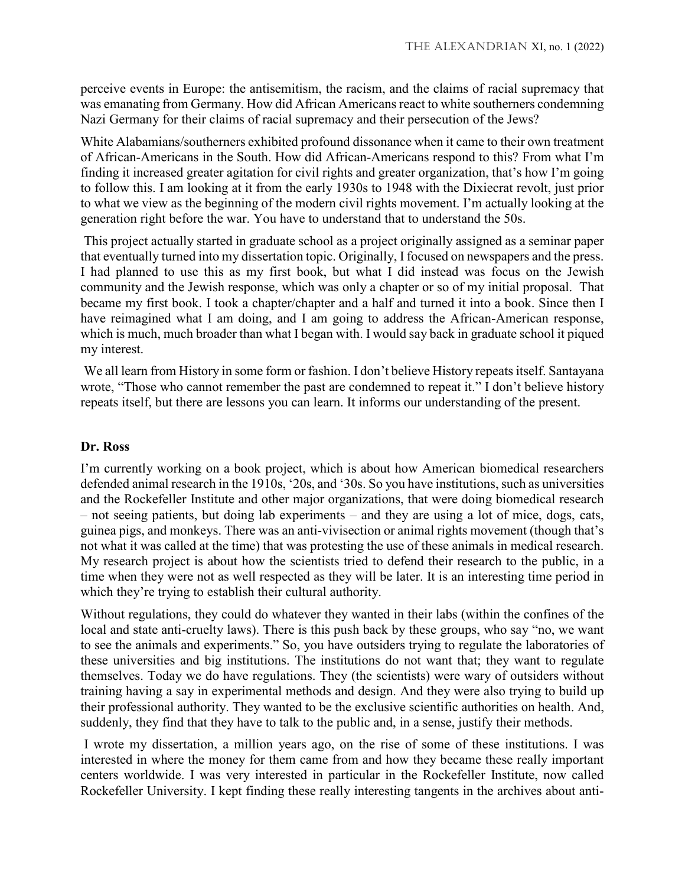perceive events in Europe: the antisemitism, the racism, and the claims of racial supremacy that was emanating from Germany. How did African Americans react to white southerners condemning Nazi Germany for their claims of racial supremacy and their persecution of the Jews?

White Alabamians/southerners exhibited profound dissonance when it came to their own treatment of African-Americans in the South. How did African-Americans respond to this? From what I'm finding it increased greater agitation for civil rights and greater organization, that's how I'm going to follow this. I am looking at it from the early 1930s to 1948 with the Dixiecrat revolt, just prior to what we view as the beginning of the modern civil rights movement. I'm actually looking at the generation right before the war. You have to understand that to understand the 50s.

This project actually started in graduate school as a project originally assigned as a seminar paper that eventually turned into my dissertation topic. Originally, I focused on newspapers and the press. I had planned to use this as my first book, but what I did instead was focus on the Jewish community and the Jewish response, which was only a chapter or so of my initial proposal. That became my first book. I took a chapter/chapter and a half and turned it into a book. Since then I have reimagined what I am doing, and I am going to address the African-American response, which is much, much broader than what I began with. I would say back in graduate school it piqued my interest.

We all learn from History in some form or fashion. I don't believe History repeats itself. Santayana wrote, "Those who cannot remember the past are condemned to repeat it." I don't believe history repeats itself, but there are lessons you can learn. It informs our understanding of the present.

**Dr. Ross**

I'm currently working on a book project, which is about how American biomedical researchers defended animal research in the 1910s, '20s, and '30s. So you have institutions, such as universities and the Rockefeller Institute and other major organizations, that were doing biomedical research – not seeing patients, but doing lab experiments – and they are using a lot of mice, dogs, cats, guinea pigs, and monkeys. There was an anti-vivisection or animal rights movement (though that's not what it was called at the time) that was protesting the use of these animals in medical research. My research project is about how the scientists tried to defend their research to the public, in a time when they were not as well respected as they will be later. It is an interesting time period in which they're trying to establish their cultural authority.

Without regulations, they could do whatever they wanted in their labs (within the confines of the local and state anti-cruelty laws). There is this push back by these groups, who say "no, we want to see the animals and experiments." So, you have outsiders trying to regulate the laboratories of these universities and big institutions. The institutions do not want that; they want to regulate themselves. Today we do have regulations. They (the scientists) were wary of outsiders without training having a say in experimental methods and design. And they were also trying to build up their professional authority. They wanted to be the exclusive scientific authorities on health. And, suddenly, they find that they have to talk to the public and, in a sense, justify their methods.

I wrote my dissertation, a million years ago, on the rise of some of these institutions. I was interested in where the money for them came from and how they became these really important centers worldwide. I was very interested in particular in the Rockefeller Institute, now called Rockefeller University. I kept finding these really interesting tangents in the archives about anti-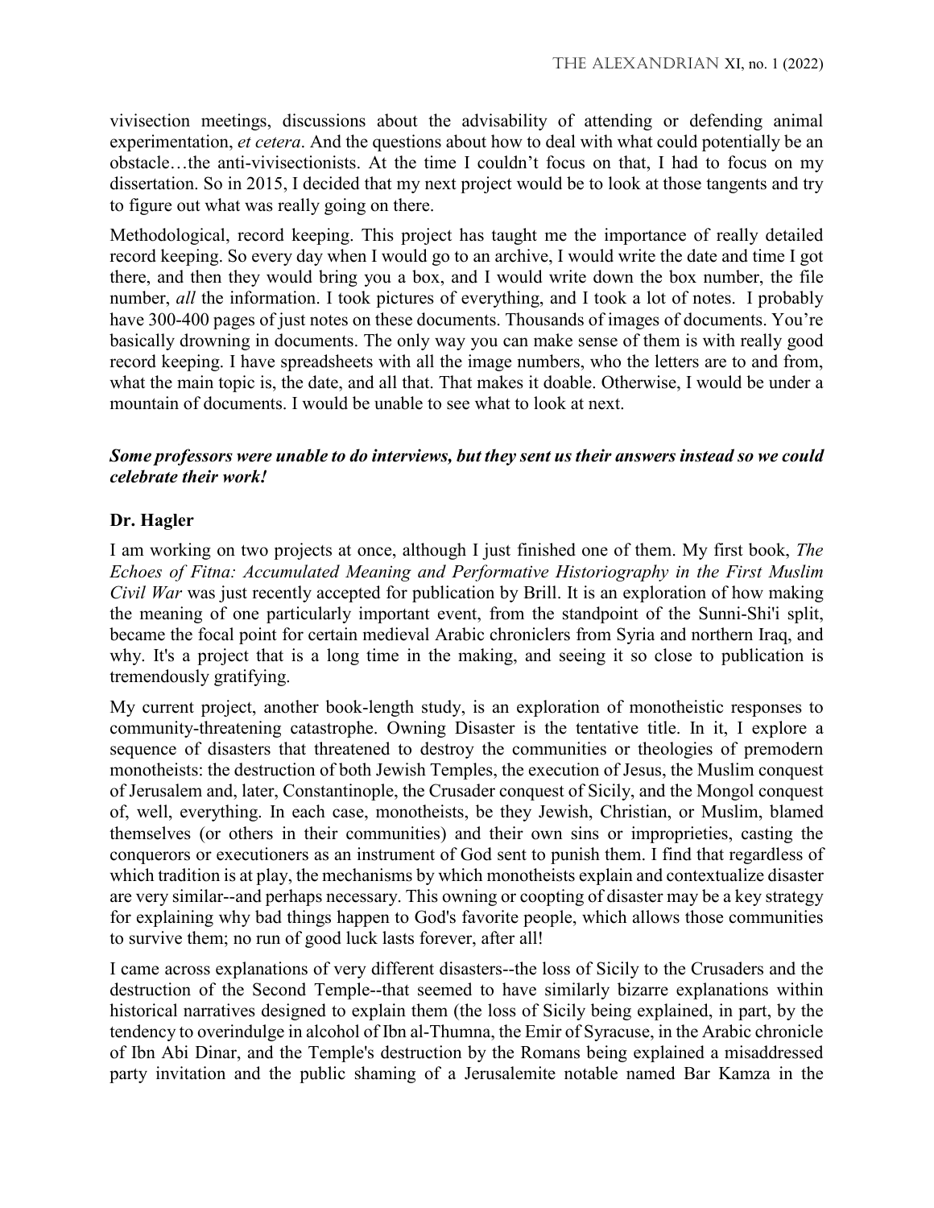vivisection meetings, discussions about the advisability of attending or defending animal experimentation, *et cetera*. And the questions about how to deal with what could potentially be an obstacle…the anti-vivisectionists. At the time I couldn't focus on that, I had to focus on my dissertation. So in 2015, I decided that my next project would be to look at those tangents and try to figure out what was really going on there.

Methodological, record keeping. This project has taught me the importance of really detailed record keeping. So every day when I would go to an archive, I would write the date and time I got there, and then they would bring you a box, and I would write down the box number, the file number, *all* the information. I took pictures of everything, and I took a lot of notes. I probably have 300-400 pages of just notes on these documents. Thousands of images of documents. You're basically drowning in documents. The only way you can make sense of them is with really good record keeping. I have spreadsheets with all the image numbers, who the letters are to and from, what the main topic is, the date, and all that. That makes it doable. Otherwise, I would be under a mountain of documents. I would be unable to see what to look at next.

***Some professors were unable to do interviews, but they sent us their answers instead so we could celebrate their work!***

### Dr. Hagler

I am working on two projects at once, although I just finished one of them. My first book, *The Echoes of Fitna: Accumulated Meaning and Performative Historiography in the First Muslim Civil War* was just recently accepted for publication by Brill. It is an exploration of how making the meaning of one particularly important event, from the standpoint of the Sunni-Shi'i split, became the focal point for certain medieval Arabic chroniclers from Syria and northern Iraq, and why. It's a project that is a long time in the making, and seeing it so close to publication is tremendously gratifying.

My current project, another book-length study, is an exploration of monotheistic responses to community-threatening catastrophe. Owning Disaster is the tentative title. In it, I explore a sequence of disasters that threatened to destroy the communities or theologies of premodern monotheists: the destruction of both Jewish Temples, the execution of Jesus, the Muslim conquest of Jerusalem and, later, Constantinople, the Crusader conquest of Sicily, and the Mongol conquest of, well, everything. In each case, monotheists, be they Jewish, Christian, or Muslim, blamed themselves (or others in their communities) and their own sins or improprieties, casting the conquerors or executioners as an instrument of God sent to punish them. I find that regardless of which tradition is at play, the mechanisms by which monotheists explain and contextualize disaster are very similar--and perhaps necessary. This owning or coopting of disaster may be a key strategy for explaining why bad things happen to God's favorite people, which allows those communities to survive them; no run of good luck lasts forever, after all!

I came across explanations of very different disasters--the loss of Sicily to the Crusaders and the destruction of the Second Temple--that seemed to have similarly bizarre explanations within historical narratives designed to explain them (the loss of Sicily being explained, in part, by the tendency to overindulge in alcohol of Ibn al-Thumna, the Emir of Syracuse, in the Arabic chronicle of Ibn Abi Dinar, and the Temple's destruction by the Romans being explained a misaddressed party invitation and the public shaming of a Jerusalemite notable named Bar Kamza in the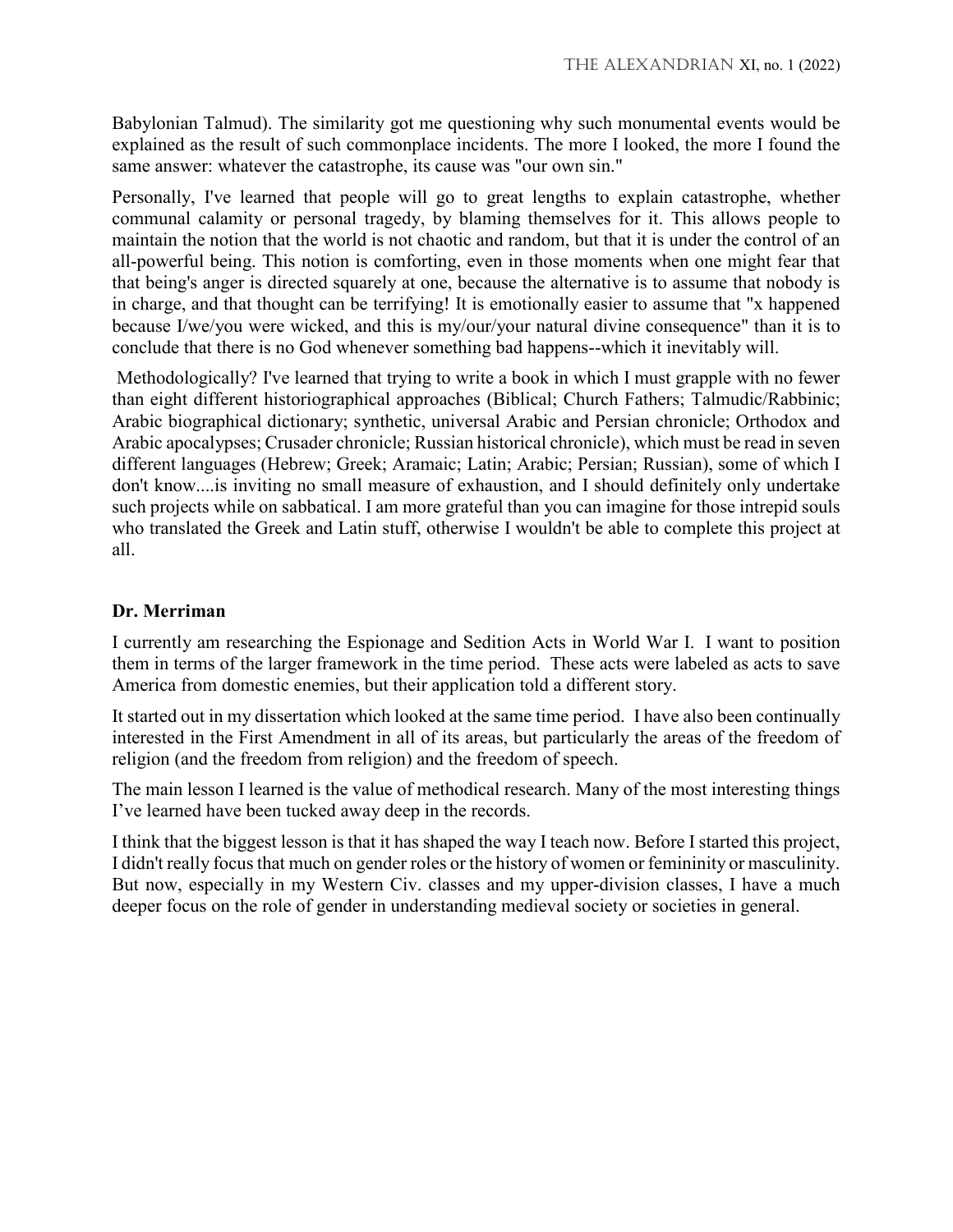Babylonian Talmud). The similarity got me questioning why such monumental events would be explained as the result of such commonplace incidents. The more I looked, the more I found the same answer: whatever the catastrophe, its cause was "our own sin."

Personally, I've learned that people will go to great lengths to explain catastrophe, whether communal calamity or personal tragedy, by blaming themselves for it. This allows people to maintain the notion that the world is not chaotic and random, but that it is under the control of an all-powerful being. This notion is comforting, even in those moments when one might fear that that being's anger is directed squarely at one, because the alternative is to assume that nobody is in charge, and that thought can be terrifying! It is emotionally easier to assume that "x happened because I/we/you were wicked, and this is my/our/your natural divine consequence" than it is to conclude that there is no God whenever something bad happens--which it inevitably will.

Methodologically? I've learned that trying to write a book in which I must grapple with no fewer than eight different historiographical approaches (Biblical; Church Fathers; Talmudic/Rabbinic; Arabic biographical dictionary; synthetic, universal Arabic and Persian chronicle; Orthodox and Arabic apocalypses; Crusader chronicle; Russian historical chronicle), which must be read in seven different languages (Hebrew; Greek; Aramaic; Latin; Arabic; Persian; Russian), some of which I don't know....is inviting no small measure of exhaustion, and I should definitely only undertake such projects while on sabbatical. I am more grateful than you can imagine for those intrepid souls who translated the Greek and Latin stuff, otherwise I wouldn't be able to complete this project at all.

**Dr. Merriman**

I currently am researching the Espionage and Sedition Acts in World War I. I want to position them in terms of the larger framework in the time period. These acts were labeled as acts to save America from domestic enemies, but their application told a different story.

It started out in my dissertation which looked at the same time period. I have also been continually interested in the First Amendment in all of its areas, but particularly the areas of the freedom of religion (and the freedom from religion) and the freedom of speech.

The main lesson I learned is the value of methodical research. Many of the most interesting things I've learned have been tucked away deep in the records.

I think that the biggest lesson is that it has shaped the way I teach now. Before I started this project, I didn't really focus that much on gender roles or the history of women or femininity or masculinity. But now, especially in my Western Civ. classes and my upper-division classes, I have a much deeper focus on the role of gender in understanding medieval society or societies in general.